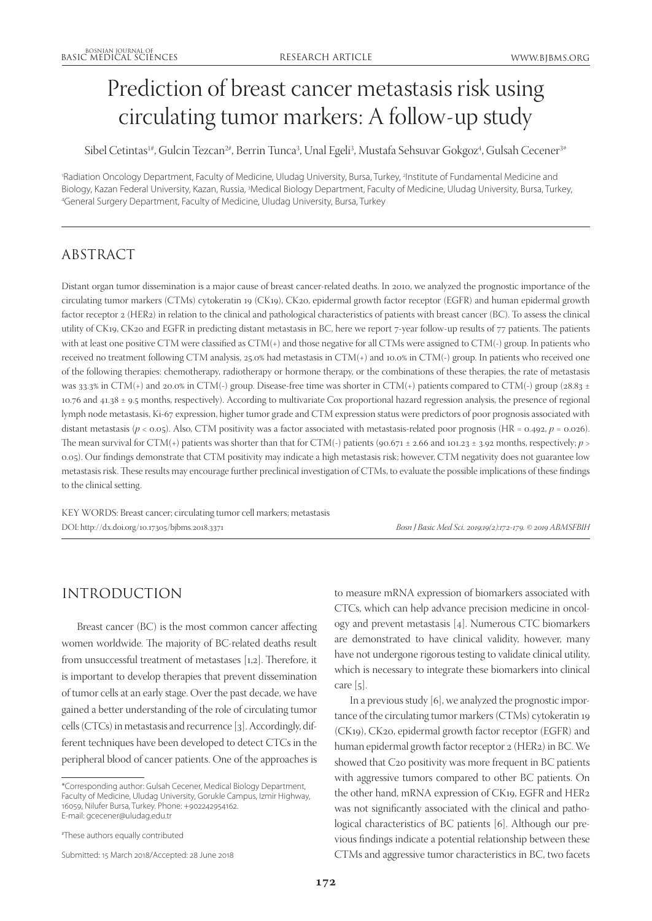# Prediction of breast cancer metastasis risk using circulating tumor markers: A follow-up study

Sibel Cetintas[1#], Gulcin Tezcan[2#], Berrin Tunca[3], Unal Egeli[3], Mustafa Sehsuvar Gokgoz[4], Gulsah Cecener[3*]

[1]Radiation Oncology Department, Faculty of Medicine, Uludag University, Bursa, Turkey, [2]Institute of Fundamental Medicine and Biology, Kazan Federal University, Kazan, Russia, [3]Medical Biology Department, Faculty of Medicine, Uludag University, Bursa, Turkey, [4]General Surgery Department, Faculty of Medicine, Uludag University, Bursa, Turkey

## ABSTRACT

Distant organ tumor dissemination is a major cause of breast cancer-related deaths. In 2010, we analyzed the prognostic importance of the circulating tumor markers (CTMs) cytokeratin 19 (CK19), CK20, epidermal growth factor receptor (EGFR) and human epidermal growth factor receptor 2 (HER2) in relation to the clinical and pathological characteristics of patients with breast cancer (BC). To assess the clinical utility of CK19, CK20 and EGFR in predicting distant metastasis in BC, here we report 7-year follow-up results of 77 patients. The patients with at least one positive CTM were classified as CTM(+) and those negative for all CTMs were assigned to CTM(-) group. In patients who received no treatment following CTM analysis, 25.0% had metastasis in CTM(+) and 10.0% in CTM(-) group. In patients who received one of the following therapies: chemotherapy, radiotherapy or hormone therapy, or the combinations of these therapies, the rate of metastasis was 33.3% in CTM(+) and 20.0% in CTM(-) group. Disease-free time was shorter in CTM(+) patients compared to CTM(-) group (28.83 ± 10.76 and 41.38 ± 9.5 months, respectively). According to multivariate Cox proportional hazard regression analysis, the presence of regional lymph node metastasis, Ki-67 expression, higher tumor grade and CTM expression status were predictors of poor prognosis associated with distant metastasis ($p < 0.05$). Also, CTM positivity was a factor associated with metastasis-related poor prognosis (HR = 0.492, $p = 0.026$). The mean survival for CTM(+) patients was shorter than that for CTM(-) patients (90.671 ± 2.66 and 101.23 ± 3.92 months, respectively; $p > 0.05$). Our findings demonstrate that CTM positivity may indicate a high metastasis risk; however, CTM negativity does not guarantee low metastasis risk. These results may encourage further preclinical investigation of CTMs, to evaluate the possible implications of these findings to the clinical setting.

KEY WORDS: Breast cancer; circulating tumor cell markers; metastasis

DOI: http://dx.doi.org/10.17305/bjbms.2018.3371

*Bosn J Basic Med Sci. 2019;19(2):172-179. © 2019 ABMSFBIH*

## INTRODUCTION

Breast cancer (BC) is the most common cancer affecting women worldwide. The majority of BC-related deaths result from unsuccessful treatment of metastases [1,2]. Therefore, it is important to develop therapies that prevent dissemination of tumor cells at an early stage. Over the past decade, we have gained a better understanding of the role of circulating tumor cells (CTCs) in metastasis and recurrence [3]. Accordingly, different techniques have been developed to detect CTCs in the peripheral blood of cancer patients. One of the approaches is to measure mRNA expression of biomarkers associated with CTCs, which can help advance precision medicine in oncology and prevent metastasis [4]. Numerous CTC biomarkers are demonstrated to have clinical validity, however, many have not undergone rigorous testing to validate clinical utility, which is necessary to integrate these biomarkers into clinical care [5].

In a previous study [6], we analyzed the prognostic importance of the circulating tumor markers (CTMs) cytokeratin 19 (CK19), CK20, epidermal growth factor receptor (EGFR) and human epidermal growth factor receptor 2 (HER2) in BC. We showed that C20 positivity was more frequent in BC patients with aggressive tumors compared to other BC patients. On the other hand, mRNA expression of CK19, EGFR and HER2 was not significantly associated with the clinical and pathological characteristics of BC patients [6]. Although our previous findings indicate a potential relationship between these CTMs and aggressive tumor characteristics in BC, two facets

*Corresponding author: Gulsah Cecener, Medical Biology Department, Faculty of Medicine, Uludag University, Gorukle Campus, Izmir Highway, 16059, Nilufer Bursa, Turkey. Phone: +902242954162. E-mail: gcecener@uludag.edu.tr

#These authors equally contributed

Submitted: 15 March 2018/Accepted: 28 June 2018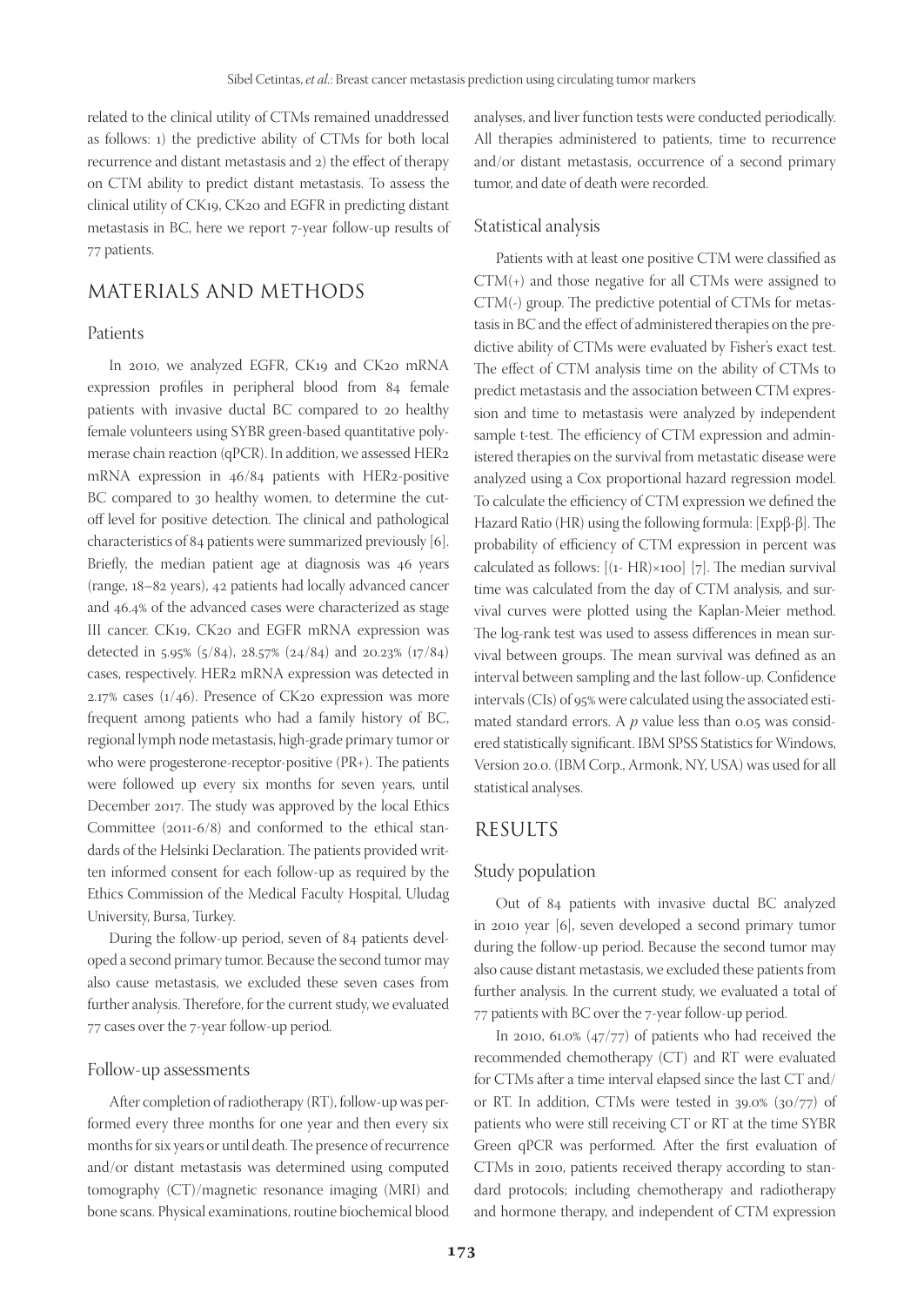related to the clinical utility of CTMs remained unaddressed as follows: 1) the predictive ability of CTMs for both local recurrence and distant metastasis and 2) the effect of therapy on CTM ability to predict distant metastasis. To assess the clinical utility of CK19, CK20 and EGFR in predicting distant metastasis in BC, here we report 7-year follow-up results of 77 patients.

# MATERIALS AND METHODS

## Patients

In 2010, we analyzed EGFR, CK19 and CK20 mRNA expression profiles in peripheral blood from 84 female patients with invasive ductal BC compared to 20 healthy female volunteers using SYBR green-based quantitative polymerase chain reaction (qPCR). In addition, we assessed HER2 mRNA expression in 46/84 patients with HER2-positive BC compared to 30 healthy women, to determine the cut-off level for positive detection. The clinical and pathological characteristics of 84 patients were summarized previously [6]. Briefly, the median patient age at diagnosis was 46 years (range, 18–82 years), 42 patients had locally advanced cancer and 46.4% of the advanced cases were characterized as stage III cancer. CK19, CK20 and EGFR mRNA expression was detected in 5.95% (5/84), 28.57% (24/84) and 20.23% (17/84) cases, respectively. HER2 mRNA expression was detected in 2.17% cases (1/46). Presence of CK20 expression was more frequent among patients who had a family history of BC, regional lymph node metastasis, high-grade primary tumor or who were progesterone-receptor-positive (PR+). The patients were followed up every six months for seven years, until December 2017. The study was approved by the local Ethics Committee (2011-6/8) and conformed to the ethical standards of the Helsinki Declaration. The patients provided written informed consent for each follow-up as required by the Ethics Commission of the Medical Faculty Hospital, Uludag University, Bursa, Turkey.

During the follow-up period, seven of 84 patients developed a second primary tumor. Because the second tumor may also cause metastasis, we excluded these seven cases from further analysis. Therefore, for the current study, we evaluated 77 cases over the 7-year follow-up period.

## Follow-up assessments

After completion of radiotherapy (RT), follow-up was performed every three months for one year and then every six months for six years or until death. The presence of recurrence and/or distant metastasis was determined using computed tomography (CT)/magnetic resonance imaging (MRI) and bone scans. Physical examinations, routine biochemical blood analyses, and liver function tests were conducted periodically. All therapies administered to patients, time to recurrence and/or distant metastasis, occurrence of a second primary tumor, and date of death were recorded.

## Statistical analysis

Patients with at least one positive CTM were classified as CTM(+) and those negative for all CTMs were assigned to CTM(-) group. The predictive potential of CTMs for metastasis in BC and the effect of administered therapies on the predictive ability of CTMs were evaluated by Fisher's exact test. The effect of CTM analysis time on the ability of CTMs to predict metastasis and the association between CTM expression and time to metastasis were analyzed by independent sample t-test. The efficiency of CTM expression and administered therapies on the survival from metastatic disease were analyzed using a Cox proportional hazard regression model. To calculate the efficiency of CTM expression we defined the Hazard Ratio (HR) using the following formula: [Expβ-β]. The probability of efficiency of CTM expression in percent was calculated as follows: [(1- HR)×100] [7]. The median survival time was calculated from the day of CTM analysis, and survival curves were plotted using the Kaplan-Meier method. The log-rank test was used to assess differences in mean survival between groups. The mean survival was defined as an interval between sampling and the last follow-up. Confidence intervals (CIs) of 95% were calculated using the associated estimated standard errors. A $p$ value less than 0.05 was considered statistically significant. IBM SPSS Statistics for Windows, Version 20.0. (IBM Corp., Armonk, NY, USA) was used for all statistical analyses.

# RESULTS

## Study population

Out of 84 patients with invasive ductal BC analyzed in 2010 year [6], seven developed a second primary tumor during the follow-up period. Because the second tumor may also cause distant metastasis, we excluded these patients from further analysis. In the current study, we evaluated a total of 77 patients with BC over the 7-year follow-up period.

In 2010, 61.0% (47/77) of patients who had received the recommended chemotherapy (CT) and RT were evaluated for CTMs after a time interval elapsed since the last CT and/or RT. In addition, CTMs were tested in 39.0% (30/77) of patients who were still receiving CT or RT at the time SYBR Green qPCR was performed. After the first evaluation of CTMs in 2010, patients received therapy according to standard protocols; including chemotherapy and radiotherapy and hormone therapy, and independent of CTM expression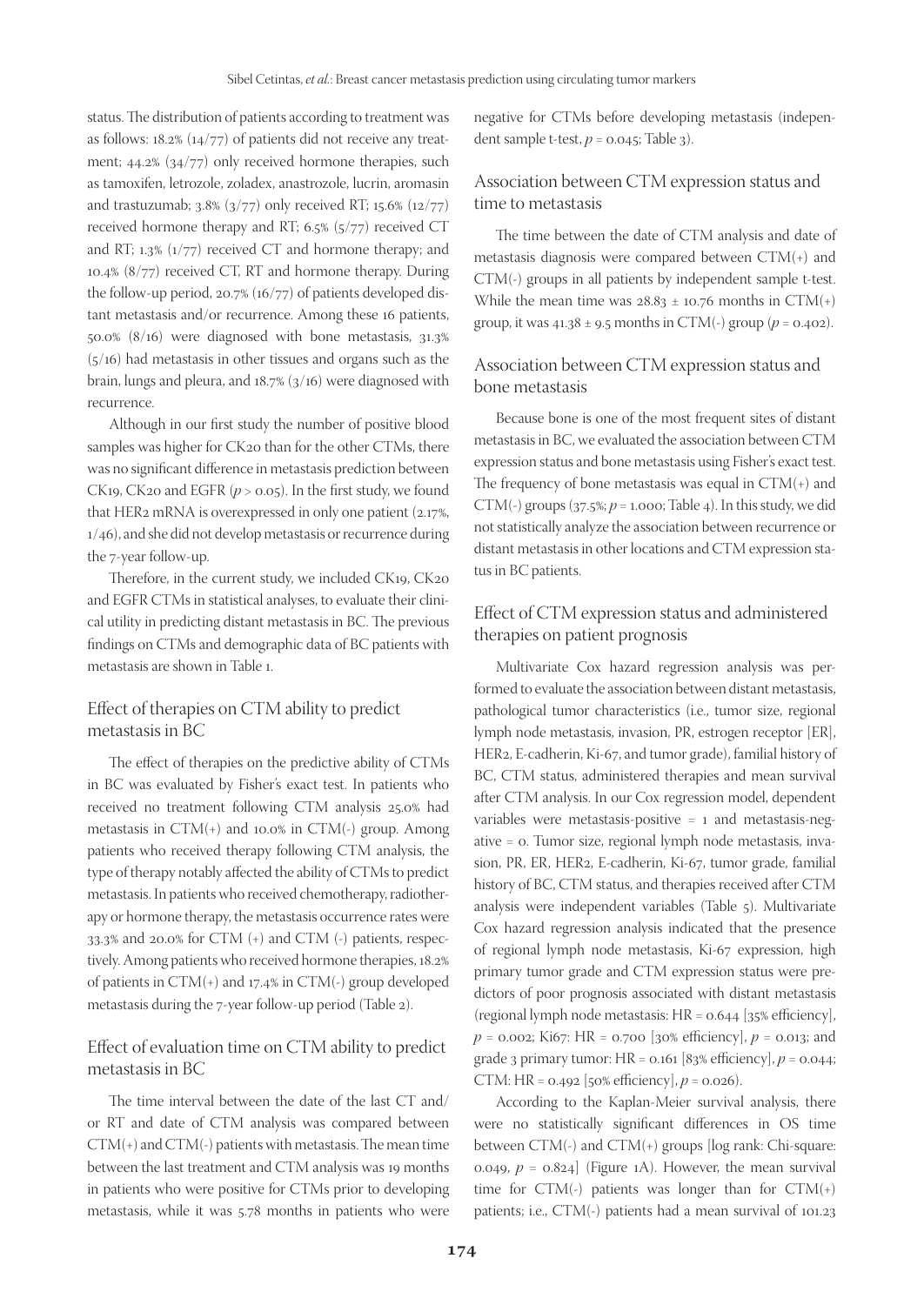status. The distribution of patients according to treatment was as follows: 18.2% (14/77) of patients did not receive any treatment; 44.2% (34/77) only received hormone therapies, such as tamoxifen, letrozole, zoladex, anastrozole, lucrin, aromasin and trastuzumab; 3.8% (3/77) only received RT; 15.6% (12/77) received hormone therapy and RT; 6.5% (5/77) received CT and RT; 1.3% (1/77) received CT and hormone therapy; and 10.4% (8/77) received CT, RT and hormone therapy. During the follow-up period, 20.7% (16/77) of patients developed distant metastasis and/or recurrence. Among these 16 patients, 50.0% (8/16) were diagnosed with bone metastasis, 31.3% (5/16) had metastasis in other tissues and organs such as the brain, lungs and pleura, and 18.7% (3/16) were diagnosed with recurrence.

Although in our first study the number of positive blood samples was higher for CK20 than for the other CTMs, there was no significant difference in metastasis prediction between CK19, CK20 and EGFR ($p > 0.05$). In the first study, we found that HER2 mRNA is overexpressed in only one patient (2.17%, 1/46), and she did not develop metastasis or recurrence during the 7-year follow-up.

Therefore, in the current study, we included CK19, CK20 and EGFR CTMs in statistical analyses, to evaluate their clinical utility in predicting distant metastasis in BC. The previous findings on CTMs and demographic data of BC patients with metastasis are shown in Table 1.

## Effect of therapies on CTM ability to predict metastasis in BC

The effect of therapies on the predictive ability of CTMs in BC was evaluated by Fisher's exact test. In patients who received no treatment following CTM analysis 25.0% had metastasis in CTM(+) and 10.0% in CTM(-) group. Among patients who received therapy following CTM analysis, the type of therapy notably affected the ability of CTMs to predict metastasis. In patients who received chemotherapy, radiotherapy or hormone therapy, the metastasis occurrence rates were 33.3% and 20.0% for CTM (+) and CTM (-) patients, respectively. Among patients who received hormone therapies, 18.2% of patients in CTM(+) and 17.4% in CTM(-) group developed metastasis during the 7-year follow-up period (Table 2).

## Effect of evaluation time on CTM ability to predict metastasis in BC

The time interval between the date of the last CT and/or RT and date of CTM analysis was compared between CTM(+) and CTM(-) patients with metastasis. The mean time between the last treatment and CTM analysis was 19 months in patients who were positive for CTMs prior to developing metastasis, while it was 5.78 months in patients who were negative for CTMs before developing metastasis (independent sample t-test, $p = 0.045$; Table 3).

## Association between CTM expression status and time to metastasis

The time between the date of CTM analysis and date of metastasis diagnosis were compared between CTM(+) and CTM(-) groups in all patients by independent sample t-test. While the mean time was $28.83 \pm 10.76$ months in CTM(+) group, it was $41.38 \pm 9.5$ months in CTM(-) group ($p = 0.402$).

## Association between CTM expression status and bone metastasis

Because bone is one of the most frequent sites of distant metastasis in BC, we evaluated the association between CTM expression status and bone metastasis using Fisher's exact test. The frequency of bone metastasis was equal in CTM(+) and CTM(-) groups (37.5%; $p = 1.000$; Table 4). In this study, we did not statistically analyze the association between recurrence or distant metastasis in other locations and CTM expression status in BC patients.

## Effect of CTM expression status and administered therapies on patient prognosis

Multivariate Cox hazard regression analysis was performed to evaluate the association between distant metastasis, pathological tumor characteristics (i.e., tumor size, regional lymph node metastasis, invasion, PR, estrogen receptor [ER], HER2, E-cadherin, Ki-67, and tumor grade), familial history of BC, CTM status, administered therapies and mean survival after CTM analysis. In our Cox regression model, dependent variables were metastasis-positive = 1 and metastasis-negative = 0. Tumor size, regional lymph node metastasis, invasion, PR, ER, HER2, E-cadherin, Ki-67, tumor grade, familial history of BC, CTM status, and therapies received after CTM analysis were independent variables (Table 5). Multivariate Cox hazard regression analysis indicated that the presence of regional lymph node metastasis, Ki-67 expression, high primary tumor grade and CTM expression status were predictors of poor prognosis associated with distant metastasis (regional lymph node metastasis: HR = 0.644 [35% efficiency], $p = 0.002$; Ki67: HR = 0.700 [30% efficiency], $p = 0.013$; and grade 3 primary tumor: HR = 0.161 [83% efficiency], $p = 0.044$; CTM: HR = 0.492 [50% efficiency], $p = 0.026$).

According to the Kaplan-Meier survival analysis, there were no statistically significant differences in OS time between CTM(-) and CTM(+) groups [log rank: Chi-square: 0.049, $p = 0.824$] (Figure 1A). However, the mean survival time for CTM(-) patients was longer than for CTM(+) patients; i.e., CTM(-) patients had a mean survival of 101.23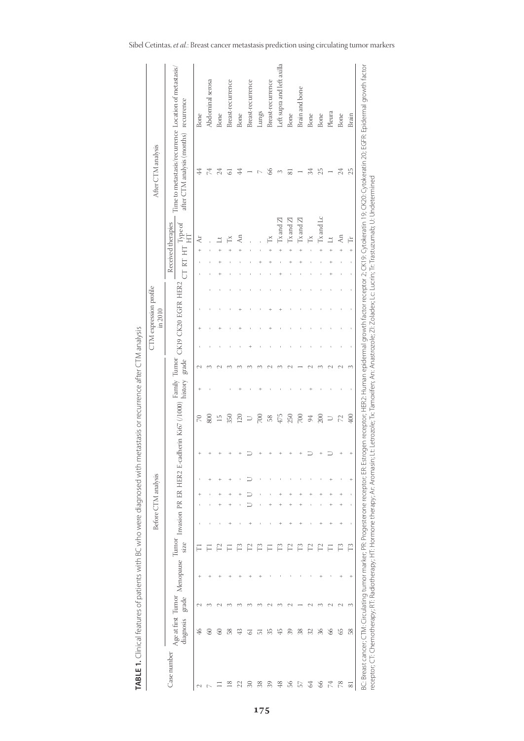**TABLE 1.** Clinical features of patients with BC who were diagnosed with metastasis or recurrence after CTM analysis

| Case number | Before CTM analysis | | | | | | | | | | | | CTM expression profile in 2010 | | | | Received therapies | | | | After CTM analysis | |
|---|---|---|---|---|---|---|---|---|---|---|---|---|---|---|---|---|---|---|---|---|---|---|
| | Age at first diagnosis | Tumor grade | Menopause | Tumor size | Invasion | PR | ER | HER2 | E-cadherin | Ki67 (/1000) | Family history | Tumor grade | CK19 | CK20 | EGFR | HER2 | CT | RT | HT | Type of HT | Time to metastasis/recurrence after CTM analysis (months) | Location of metastasis/recurrence |
| 2 | 46 | 2 | + | T1 | - | - | + | - | + | 70 | + | 2 | - | + | - | - | - | - | + | Ar | 44 | Bone |
| 7 | 60 | 3 | + | T1 | - | - | - | + | + | 800 | - | 3 | - | - | - | - | - | - | - | - | 74 | Abdominal serosa |
| 11 | 60 | 2 | + | T2 | - | + | + | + | + | 15 | | 2 | - | + | - | - | + | + | + | Lt | 24 | Bone |
| 18 | 58 | 3 | + | T1 | + | + | + | + | + | 350 | - | 3 | - | - | - | - | - | - | + | Tx | 61 | Breast-recurrence |
| 22 | 43 | 3 | + | T3 | - | - | + | - | + | 120 | + | 3 | - | + | + | - | - | - | + | An | 44 | Bone |
| 30 | 61 | 3 | + | T2 | + | U | U | U | U | U | - | 3 | + | - | - | - | - | - | - | - | 1 | Breast-recurrence |
| 38 | 51 | 3 | + | T3 | - | - | - | - | + | 700 | + | 3 | - | - | - | - | - | + | - | - | 7 | Lungs |
| 39 | 35 | 2 | - | T1 | - | + | - | - | + | 58 | - | 2 | - | + | + | - | - | + | + | Tx | 66 | Breast-recurrence |
| 48 | 45 | 3 | - | T3 | + | + | + | - | + | 475 | - | 3 | - | - | + | - | + | - | + | Tx and Zl | 3 | Left supra and left axilla |
| 56 | 39 | 2 | - | T2 | + | + | + | - | + | 250 | - | 2 | - | - | - | - | - | + | + | Tx and Zl | 81 | Bone |
| 57 | 38 | 1 | - | T3 | + | + | - | - | + | 700 | - | 1 | - | - | - | - | - | + | + | Tx and Zl | 1 | Brain and bone |
| 64 | 32 | 2 | - | T2 | - | + | - | - | U | 94 | + | 2 | - | - | - | - | - | - | - | Tx | 34 | Bone |
| 66 | 36 | 3 | + | T2 | + | + | - | - | + | 200 | - | 3 | - | - | - | - | - | - | + | Tx and Lc | 25 | Bone |
| 74 | 66 | 2 | - | T1 | + | + | + | + | U | U | - | 2 | - | - | - | - | + | + | + | Lt | 1 | Pleura |
| 78 | 65 | 2 | + | T3 | + | + | + | - | + | 72 | - | 2 | - | - | - | - | - | - | + | An | 24 | Bone |
| 81 | 58 | 3 | + | T3 | - | - | - | + | + | 400 | - | 3 | - | - | - | - | - | - | + | Tr | 25 | Brain |

BC: Breast cancer; CTM: Circulating tumor marker; PR: Progesterone receptor; ER: Estrogen receptor; HER2: Human epidermal growth factor receptor 2; CK19: Cytokeratin 19; CK20: Cytokeratin 20; EGFR: Epidermal growth factor receptor; CT: Chemotherapy; RT: Radiotherapy; HT: Hormone therapy; Ar: Aromasin; Lt: Letrozole; Tx: Tamoxifen; An: Anastrozole; Zl: Zoladex; Lc: Lucrin; Tr: Trastuzumab; U: Undetermined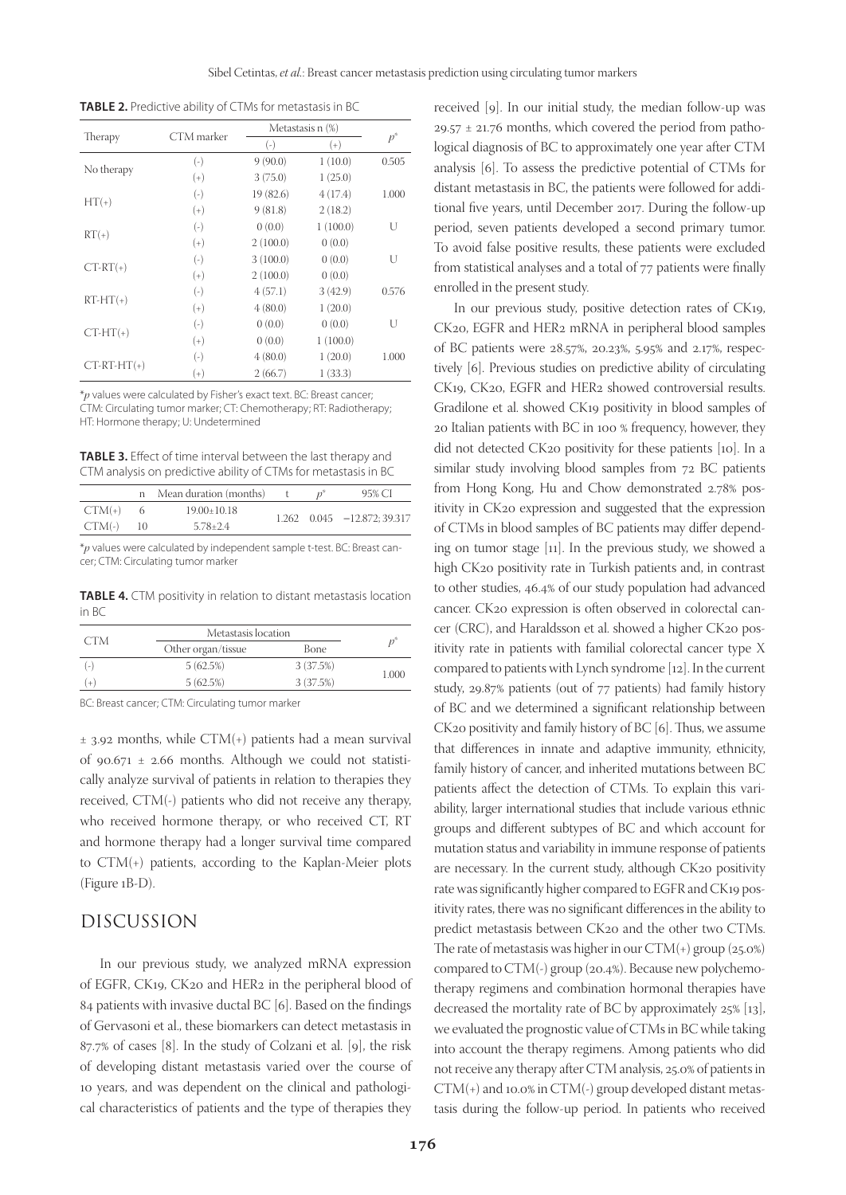**TABLE 2.** Predictive ability of CTMs for metastasis in BC

| Therapy | CTM marker | Metastasis n (%) | | $p^*$ |
|---|---|---|---|---|
| | | (-) | (+) | |
| No therapy | (-) | 9 (90.0) | 1 (10.0) | 0.505 |
| | (+) | 3 (75.0) | 1 (25.0) | |
| HT(+) | (-) | 19 (82.6) | 4 (17.4) | 1.000 |
| | (+) | 9 (81.8) | 2 (18.2) | |
| RT(+) | (-) | 0 (0.0) | 1 (100.0) | U |
| | (+) | 2 (100.0) | 0 (0.0) | |
| CT-RT(+) | (-) | 3 (100.0) | 0 (0.0) | U |
| | (+) | 2 (100.0) | 0 (0.0) | |
| RT-HT(+) | (-) | 4 (57.1) | 3 (42.9) | 0.576 |
| | (+) | 4 (80.0) | 1 (20.0) | |
| CT-HT(+) | (-) | 0 (0.0) | 0 (0.0) | U |
| | (+) | 0 (0.0) | 1 (100.0) | |
| CT-RT-HT(+) | (-) | 4 (80.0) | 1 (20.0) | 1.000 |
| | (+) | 2 (66.7) | 1 (33.3) | |

*p values were calculated by Fisher's exact text. BC: Breast cancer; CTM: Circulating tumor marker; CT: Chemotherapy; RT: Radiotherapy; HT: Hormone therapy; U: Undetermined

**TABLE 3.** Effect of time interval between the last therapy and CTM analysis on predictive ability of CTMs for metastasis in BC

| | n | Mean duration (months) | t | $p^*$ | 95% CI |
|---|---|---|---|---|---|
| CTM(+) | 6 | 19.00±10.18 | 1.262 | 0.045 | −12.872; 39.317 |
| CTM(-) | 10 | 5.78±2.4 | | | |

*p values were calculated by independent sample t-test. BC: Breast cancer; CTM: Circulating tumor marker

**TABLE 4.** CTM positivity in relation to distant metastasis location in BC

| CTM | Metastasis location | | $p^*$ |
|---|---|---|---|
| | Other organ/tissue | Bone | |
| (-) | 5 (62.5%) | 3 (37.5%) | 1.000 |
| (+) | 5 (62.5%) | 3 (37.5%) | |

BC: Breast cancer; CTM: Circulating tumor marker

± 3.92 months, while CTM(+) patients had a mean survival of 90.671 ± 2.66 months. Although we could not statistically analyze survival of patients in relation to therapies they received, CTM(-) patients who did not receive any therapy, who received hormone therapy, or who received CT, RT and hormone therapy had a longer survival time compared to CTM(+) patients, according to the Kaplan-Meier plots (Figure 1B-D).

## DISCUSSION

In our previous study, we analyzed mRNA expression of EGFR, CK19, CK20 and HER2 in the peripheral blood of 84 patients with invasive ductal BC [6]. Based on the findings of Gervasoni et al., these biomarkers can detect metastasis in 87.7% of cases [8]. In the study of Colzani et al. [9], the risk of developing distant metastasis varied over the course of 10 years, and was dependent on the clinical and pathological characteristics of patients and the type of therapies they received [9]. In our initial study, the median follow-up was 29.57 ± 21.76 months, which covered the period from pathological diagnosis of BC to approximately one year after CTM analysis [6]. To assess the predictive potential of CTMs for distant metastasis in BC, the patients were followed for additional five years, until December 2017. During the follow-up period, seven patients developed a second primary tumor. To avoid false positive results, these patients were excluded from statistical analyses and a total of 77 patients were finally enrolled in the present study.

In our previous study, positive detection rates of CK19, CK20, EGFR and HER2 mRNA in peripheral blood samples of BC patients were 28.57%, 20.23%, 5.95% and 2.17%, respectively [6]. Previous studies on predictive ability of circulating CK19, CK20, EGFR and HER2 showed controversial results. Gradilone et al. showed CK19 positivity in blood samples of 20 Italian patients with BC in 100 % frequency, however, they did not detected CK20 positivity for these patients [10]. In a similar study involving blood samples from 72 BC patients from Hong Kong, Hu and Chow demonstrated 2.78% positivity in CK20 expression and suggested that the expression of CTMs in blood samples of BC patients may differ depending on tumor stage [11]. In the previous study, we showed a high CK20 positivity rate in Turkish patients and, in contrast to other studies, 46.4% of our study population had advanced cancer. CK20 expression is often observed in colorectal cancer (CRC), and Haraldsson et al. showed a higher CK20 positivity rate in patients with familial colorectal cancer type X compared to patients with Lynch syndrome [12]. In the current study, 29.87% patients (out of 77 patients) had family history of BC and we determined a significant relationship between CK20 positivity and family history of BC [6]. Thus, we assume that differences in innate and adaptive immunity, ethnicity, family history of cancer, and inherited mutations between BC patients affect the detection of CTMs. To explain this variability, larger international studies that include various ethnic groups and different subtypes of BC and which account for mutation status and variability in immune response of patients are necessary. In the current study, although CK20 positivity rate was significantly higher compared to EGFR and CK19 positivity rates, there was no significant differences in the ability to predict metastasis between CK20 and the other two CTMs. The rate of metastasis was higher in our CTM(+) group (25.0%) compared to CTM(-) group (20.4%). Because new polychemotherapy regimens and combination hormonal therapies have decreased the mortality rate of BC by approximately 25% [13], we evaluated the prognostic value of CTMs in BC while taking into account the therapy regimens. Among patients who did not receive any therapy after CTM analysis, 25.0% of patients in CTM(+) and 10.0% in CTM(-) group developed distant metastasis during the follow-up period. In patients who received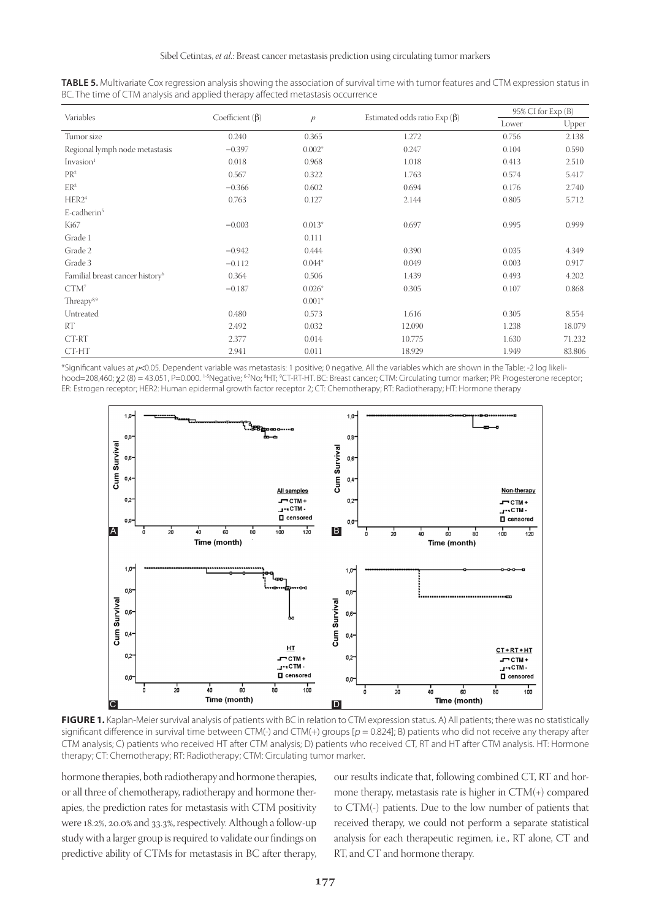**TABLE 5.** Multivariate Cox regression analysis showing the association of survival time with tumor features and CTM expression status in BC. The time of CTM analysis and applied therapy affected metastasis occurrence

| Variables | Coefficient (β) | *p* | Estimated odds ratio Exp (β) | 95% CI for Exp (B) | |
|---|---|---|---|---|---|
| | | | | Lower | Upper |
| Tumor size | 0.240 | 0.365 | 1.272 | 0.756 | 2.138 |
| Regional lymph node metastasis | −0.397 | 0.002* | 0.247 | 0.104 | 0.590 |
| Invasion[1] | 0.018 | 0.968 | 1.018 | 0.413 | 2.510 |
| PR[2] | 0.567 | 0.322 | 1.763 | 0.574 | 5.417 |
| ER[3] | −0.366 | 0.602 | 0.694 | 0.176 | 2.740 |
| HER2[4] | 0.763 | 0.127 | 2.144 | 0.805 | 5.712 |
| E-cadherin[5] | | | | | |
| Ki67 | −0.003 | 0.013* | 0.697 | 0.995 | 0.999 |
| Grade 1 | | 0.111 | | | |
| Grade 2 | −0.942 | 0.444 | 0.390 | 0.035 | 4.349 |
| Grade 3 | −0.112 | 0.044* | 0.049 | 0.003 | 0.917 |
| Familial breast cancer history[6] | 0.364 | 0.506 | 1.439 | 0.493 | 4.202 |
| CTM[7] | −0.187 | 0.026* | 0.305 | 0.107 | 0.868 |
| Threapy[8,9] | | 0.001* | | | |
| Untreated | 0.480 | 0.573 | 1.616 | 0.305 | 8.554 |
| RT | 2.492 | 0.032 | 12.090 | 1.238 | 18.079 |
| CT-RT | 2.377 | 0.014 | 10.775 | 1.630 | 71.232 |
| CT-HT | 2.941 | 0.011 | 18.929 | 1.949 | 83.806 |

*Significant values at $p<0.05$. Dependent variable was metastasis: 1 positive; 0 negative. All the variables which are shown in the Table: -2 log likelihood=208,460; $\chi2$ (8) = 43.051, P=0.000. [1-5]Negative; [6-7]No; [8]HT; [9]CT-RT-HT. BC: Breast cancer; CTM: Circulating tumor marker; PR: Progesterone receptor; ER: Estrogen receptor; HER2: Human epidermal growth factor receptor 2; CT: Chemotherapy; RT: Radiotherapy; HT: Hormone therapy

**FIGURE 1.** Kaplan-Meier survival analysis of patients with BC in relation to CTM expression status. A) All patients; there was no statistically significant difference in survival time between CTM(-) and CTM(+) groups [$p = 0.824$]; B) patients who did not receive any therapy after CTM analysis; C) patients who received HT after CTM analysis; D) patients who received CT, RT and HT after CTM analysis. HT: Hormone therapy; CT: Chemotherapy; RT: Radiotherapy; CTM: Circulating tumor marker.

hormone therapies, both radiotherapy and hormone therapies, or all three of chemotherapy, radiotherapy and hormone therapies, the prediction rates for metastasis with CTM positivity were 18.2%, 20.0% and 33.3%, respectively. Although a follow-up study with a larger group is required to validate our findings on predictive ability of CTMs for metastasis in BC after therapy, our results indicate that, following combined CT, RT and hormone therapy, metastasis rate is higher in CTM(+) compared to CTM(-) patients. Due to the low number of patients that received therapy, we could not perform a separate statistical analysis for each therapeutic regimen, i.e., RT alone, CT and RT, and CT and hormone therapy.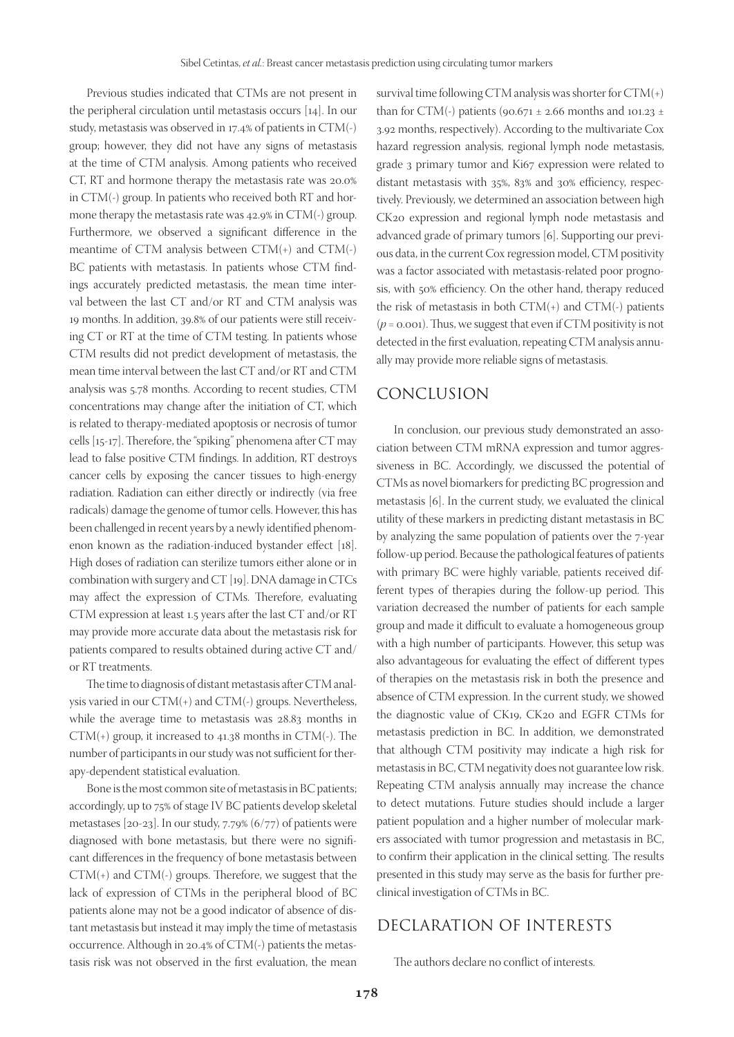Previous studies indicated that CTMs are not present in the peripheral circulation until metastasis occurs [14]. In our study, metastasis was observed in 17.4% of patients in CTM(-) group; however, they did not have any signs of metastasis at the time of CTM analysis. Among patients who received CT, RT and hormone therapy the metastasis rate was 20.0% in CTM(-) group. In patients who received both RT and hormone therapy the metastasis rate was 42.9% in CTM(-) group. Furthermore, we observed a significant difference in the meantime of CTM analysis between CTM(+) and CTM(-) BC patients with metastasis. In patients whose CTM findings accurately predicted metastasis, the mean time interval between the last CT and/or RT and CTM analysis was 19 months. In addition, 39.8% of our patients were still receiving CT or RT at the time of CTM testing. In patients whose CTM results did not predict development of metastasis, the mean time interval between the last CT and/or RT and CTM analysis was 5.78 months. According to recent studies, CTM concentrations may change after the initiation of CT, which is related to therapy-mediated apoptosis or necrosis of tumor cells [15-17]. Therefore, the "spiking" phenomena after CT may lead to false positive CTM findings. In addition, RT destroys cancer cells by exposing the cancer tissues to high-energy radiation. Radiation can either directly or indirectly (via free radicals) damage the genome of tumor cells. However, this has been challenged in recent years by a newly identified phenomenon known as the radiation-induced bystander effect [18]. High doses of radiation can sterilize tumors either alone or in combination with surgery and CT [19]. DNA damage in CTCs may affect the expression of CTMs. Therefore, evaluating CTM expression at least 1.5 years after the last CT and/or RT may provide more accurate data about the metastasis risk for patients compared to results obtained during active CT and/or RT treatments.

The time to diagnosis of distant metastasis after CTM analysis varied in our CTM(+) and CTM(-) groups. Nevertheless, while the average time to metastasis was 28.83 months in CTM(+) group, it increased to 41.38 months in CTM(-). The number of participants in our study was not sufficient for therapy-dependent statistical evaluation.

Bone is the most common site of metastasis in BC patients; accordingly, up to 75% of stage IV BC patients develop skeletal metastases [20-23]. In our study, 7.79% (6/77) of patients were diagnosed with bone metastasis, but there were no significant differences in the frequency of bone metastasis between CTM(+) and CTM(-) groups. Therefore, we suggest that the lack of expression of CTMs in the peripheral blood of BC patients alone may not be a good indicator of absence of distant metastasis but instead it may imply the time of metastasis occurrence. Although in 20.4% of CTM(-) patients the metastasis risk was not observed in the first evaluation, the mean survival time following CTM analysis was shorter for CTM(+) than for CTM(-) patients (90.671 ± 2.66 months and 101.23 ± 3.92 months, respectively). According to the multivariate Cox hazard regression analysis, regional lymph node metastasis, grade 3 primary tumor and Ki67 expression were related to distant metastasis with 35%, 83% and 30% efficiency, respectively. Previously, we determined an association between high CK20 expression and regional lymph node metastasis and advanced grade of primary tumors [6]. Supporting our previous data, in the current Cox regression model, CTM positivity was a factor associated with metastasis-related poor prognosis, with 50% efficiency. On the other hand, therapy reduced the risk of metastasis in both CTM(+) and CTM(-) patients ($p = 0.001$). Thus, we suggest that even if CTM positivity is not detected in the first evaluation, repeating CTM analysis annually may provide more reliable signs of metastasis.

## CONCLUSION

In conclusion, our previous study demonstrated an association between CTM mRNA expression and tumor aggressiveness in BC. Accordingly, we discussed the potential of CTMs as novel biomarkers for predicting BC progression and metastasis [6]. In the current study, we evaluated the clinical utility of these markers in predicting distant metastasis in BC by analyzing the same population of patients over the 7-year follow-up period. Because the pathological features of patients with primary BC were highly variable, patients received different types of therapies during the follow-up period. This variation decreased the number of patients for each sample group and made it difficult to evaluate a homogeneous group with a high number of participants. However, this setup was also advantageous for evaluating the effect of different types of therapies on the metastasis risk in both the presence and absence of CTM expression. In the current study, we showed the diagnostic value of CK19, CK20 and EGFR CTMs for metastasis prediction in BC. In addition, we demonstrated that although CTM positivity may indicate a high risk for metastasis in BC, CTM negativity does not guarantee low risk. Repeating CTM analysis annually may increase the chance to detect mutations. Future studies should include a larger patient population and a higher number of molecular markers associated with tumor progression and metastasis in BC, to confirm their application in the clinical setting. The results presented in this study may serve as the basis for further preclinical investigation of CTMs in BC.

## DECLARATION OF INTERESTS

The authors declare no conflict of interests.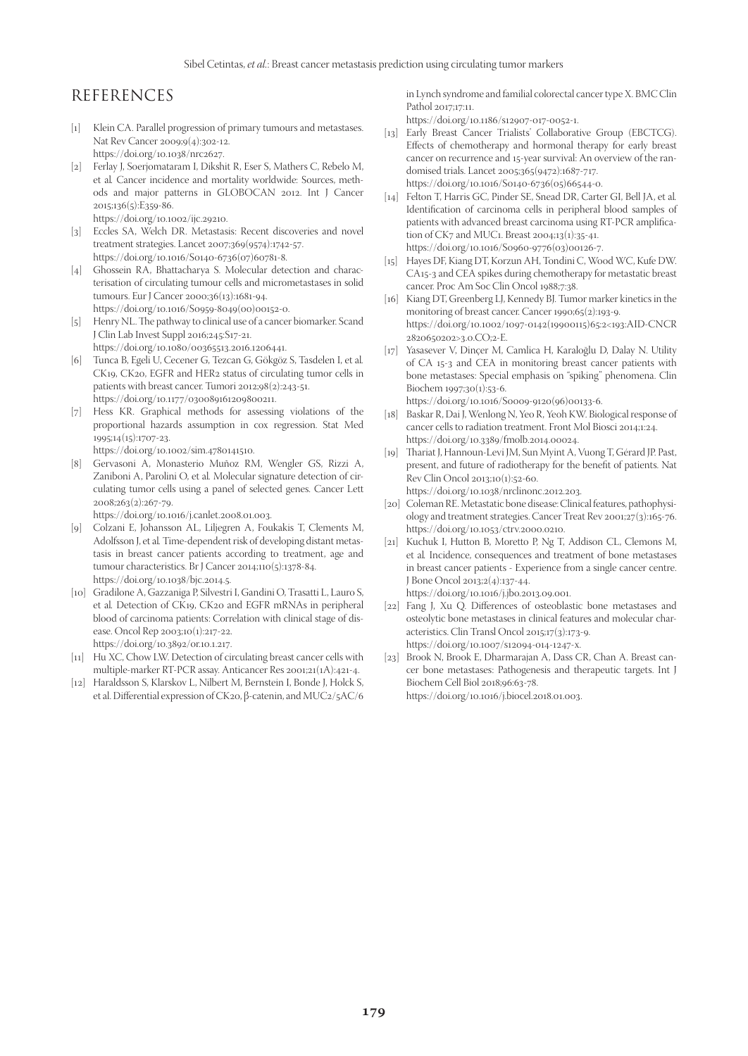# REFERENCES

[1] Klein CA. Parallel progression of primary tumours and metastases. Nat Rev Cancer 2009;9(4):302-12.
https://doi.org/10.1038/nrc2627.

[2] Ferlay J, Soerjomataram I, Dikshit R, Eser S, Mathers C, Rebelo M, et al. Cancer incidence and mortality worldwide: Sources, methods and major patterns in GLOBOCAN 2012. Int J Cancer 2015;136(5):E359-86.
https://doi.org/10.1002/ijc.29210.

[3] Eccles SA, Welch DR. Metastasis: Recent discoveries and novel treatment strategies. Lancet 2007;369(9574):1742-57.
https://doi.org/10.1016/S0140-6736(07)60781-8.

[4] Ghossein RA, Bhattacharya S. Molecular detection and characterisation of circulating tumour cells and micrometastases in solid tumours. Eur J Cancer 2000;36(13):1681-94.
https://doi.org/10.1016/S0959-8049(00)00152-0.

[5] Henry NL. The pathway to clinical use of a cancer biomarker. Scand J Clin Lab Invest Suppl 2016;245:S17-21.
https://doi.org/10.1080/00365513.2016.1206441.

[6] Tunca B, Egeli U, Cecener G, Tezcan G, Gökgöz S, Tasdelen I, et al. CK19, CK20, EGFR and HER2 status of circulating tumor cells in patients with breast cancer. Tumori 2012;98(2):243-51.
https://doi.org/10.1177/030089161209800211.

[7] Hess KR. Graphical methods for assessing violations of the proportional hazards assumption in cox regression. Stat Med 1995;14(15):1707-23.
https://doi.org/10.1002/sim.4780141510.

[8] Gervasoni A, Monasterio Muñoz RM, Wengler GS, Rizzi A, Zaniboni A, Parolini O, et al. Molecular signature detection of circulating tumor cells using a panel of selected genes. Cancer Lett 2008;263(2):267-79.
https://doi.org/10.1016/j.canlet.2008.01.003.

[9] Colzani E, Johansson AL, Liljegren A, Foukakis T, Clements M, Adolfsson J, et al. Time-dependent risk of developing distant metastasis in breast cancer patients according to treatment, age and tumour characteristics. Br J Cancer 2014;110(5):1378-84.
https://doi.org/10.1038/bjc.2014.5.

[10] Gradilone A, Gazzaniga P, Silvestri I, Gandini O, Trasatti L, Lauro S, et al. Detection of CK19, CK20 and EGFR mRNAs in peripheral blood of carcinoma patients: Correlation with clinical stage of disease. Oncol Rep 2003;10(1):217-22.
https://doi.org/10.3892/or.10.1.217.

[11] Hu XC, Chow LW. Detection of circulating breast cancer cells with multiple-marker RT-PCR assay. Anticancer Res 2001;21(1A):421-4.

[12] Haraldsson S, Klarskov L, Nilbert M, Bernstein I, Bonde J, Holck S, et al. Differential expression of CK20, β-catenin, and MUC2/5AC/6 in Lynch syndrome and familial colorectal cancer type X. BMC Clin Pathol 2017;17:11.
https://doi.org/10.1186/s12907-017-0052-1.

[13] Early Breast Cancer Trialists' Collaborative Group (EBCTCG). Effects of chemotherapy and hormonal therapy for early breast cancer on recurrence and 15-year survival: An overview of the randomised trials. Lancet 2005;365(9472):1687-717.
https://doi.org/10.1016/S0140-6736(05)66544-0.

[14] Felton T, Harris GC, Pinder SE, Snead DR, Carter GI, Bell JA, et al. Identification of carcinoma cells in peripheral blood samples of patients with advanced breast carcinoma using RT-PCR amplification of CK7 and MUC1. Breast 2004;13(1):35-41.
https://doi.org/10.1016/S0960-9776(03)00126-7.

[15] Hayes DF, Kiang DT, Korzun AH, Tondini C, Wood WC, Kufe DW. CA15-3 and CEA spikes during chemotherapy for metastatic breast cancer. Proc Am Soc Clin Oncol 1988;7:38.

[16] Kiang DT, Greenberg LJ, Kennedy BJ. Tumor marker kinetics in the monitoring of breast cancer. Cancer 1990;65(2):193-9.
https://doi.org/10.1002/1097-0142(19900115)65:2<193:AID-CNCR2820650202>3.0.CO;2-E.

[17] Yasasever V, Dinçer M, Camlica H, Karaloğlu D, Dalay N. Utility of CA 15-3 and CEA in monitoring breast cancer patients with bone metastases: Special emphasis on "spiking" phenomena. Clin Biochem 1997;30(1):53-6.
https://doi.org/10.1016/S0009-9120(96)00133-6.

[18] Baskar R, Dai J, Wenlong N, Yeo R, Yeoh KW. Biological response of cancer cells to radiation treatment. Front Mol Biosci 2014;1:24.
https://doi.org/10.3389/fmolb.2014.00024.

[19] Thariat J, Hannoun-Levi JM, Sun Myint A, Vuong T, Gérard JP. Past, present, and future of radiotherapy for the benefit of patients. Nat Rev Clin Oncol 2013;10(1):52-60.
https://doi.org/10.1038/nrclinonc.2012.203.

[20] Coleman RE. Metastatic bone disease: Clinical features, pathophysiology and treatment strategies. Cancer Treat Rev 2001;27(3):165-76.
https://doi.org/10.1053/ctrv.2000.0210.

[21] Kuchuk I, Hutton B, Moretto P, Ng T, Addison CL, Clemons M, et al. Incidence, consequences and treatment of bone metastases in breast cancer patients - Experience from a single cancer centre. J Bone Oncol 2013;2(4):137-44.
https://doi.org/10.1016/j.jbo.2013.09.001.

[22] Fang J, Xu Q. Differences of osteoblastic bone metastases and osteolytic bone metastases in clinical features and molecular characteristics. Clin Transl Oncol 2015;17(3):173-9.
https://doi.org/10.1007/s12094-014-1247-x.

[23] Brook N, Brook E, Dharmarajan A, Dass CR, Chan A. Breast cancer bone metastases: Pathogenesis and therapeutic targets. Int J Biochem Cell Biol 2018;96:63-78.
https://doi.org/10.1016/j.biocel.2018.01.003.